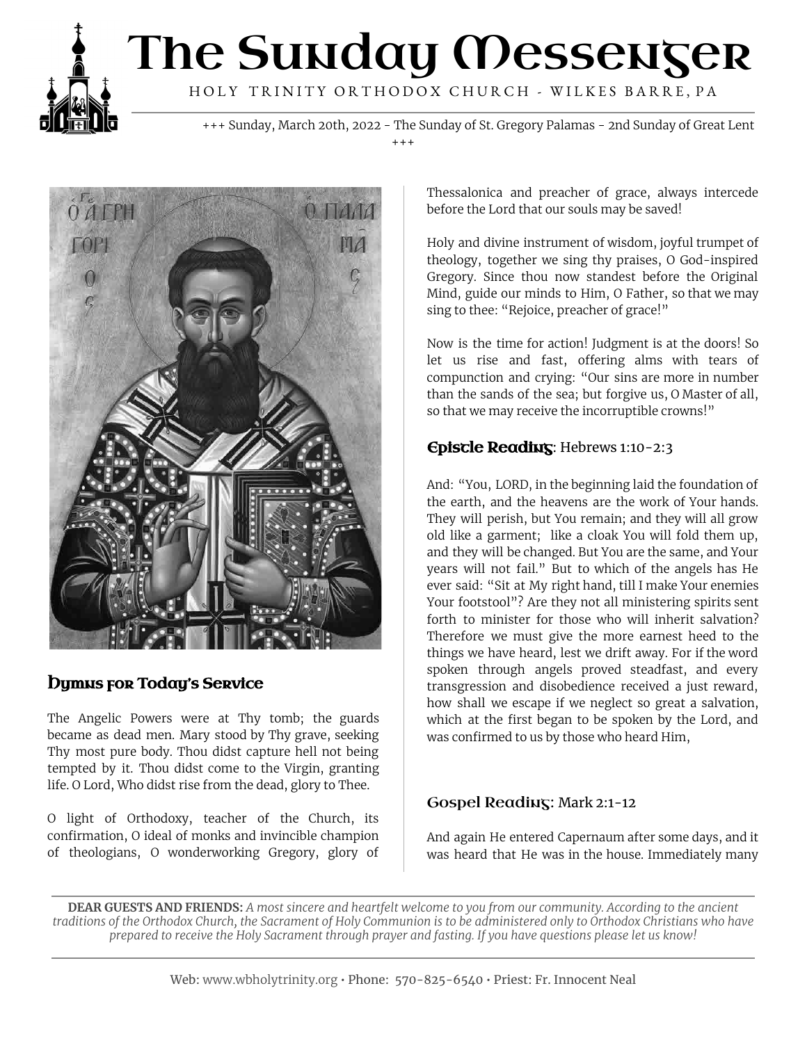# The Sunday Messenger

HOLY TRINITY ORTHODOX CHURCH - WILKES BARRE, PA

+++ Sunday, March 20th, 2022 - The Sunday of St. Gregory Palamas - 2nd Sunday of Great Lent +++

## Hymns for Today's Service

The Angelic Powers were at Thy tomb; the guards became as dead men. Mary stood by Thy grave, seeking Thy most pure body. Thou didst capture hell not being tempted by it. Thou didst come to the Virgin, granting life. O Lord, Who didst rise from the dead, glory to Thee.

O light of Orthodoxy, teacher of the Church, its confirmation, O ideal of monks and invincible champion of theologians, O wonderworking Gregory, glory of Thessalonica and preacher of grace, always intercede before the Lord that our souls may be saved!

Holy and divine instrument of wisdom, joyful trumpet of theology, together we sing thy praises, O God-inspired Gregory. Since thou now standest before the Original Mind, guide our minds to Him, O Father, so that we may sing to thee: "Rejoice, preacher of grace!"

Now is the time for action! Judgment is at the doors! So let us rise and fast, offering alms with tears of compunction and crying: "Our sins are more in number than the sands of the sea; but forgive us, O Master of all, so that we may receive the incorruptible crowns!"

## Epistle Reading: Hebrews 1:10-2:3

And: "You, LORD, in the beginning laid the foundation of the earth, and the heavens are the work of Your hands. They will perish, but You remain; and they will all grow old like a garment; like a cloak You will fold them up, and they will be changed. But You are the same, and Your years will not fail." But to which of the angels has He ever said: "Sit at My right hand, till I make Your enemies Your footstool"? Are they not all ministering spirits sent forth to minister for those who will inherit salvation? Therefore we must give the more earnest heed to the things we have heard, lest we drift away. For if the word spoken through angels proved steadfast, and every transgression and disobedience received a just reward, how shall we escape if we neglect so great a salvation, which at the first began to be spoken by the Lord, and was confirmed to us by those who heard Him,

## Gospel Reading: Mark 2:1-12

And again He entered Capernaum after some days, and it was heard that He was in the house. Immediately many

---

**DEAR GUESTS AND FRIENDS:** *A most sincere and heartfelt welcome to you from our community. According to the ancient traditions of the Orthodox Church, the Sacrament of Holy Communion is to be administered only to Orthodox Christians who have prepared to receive the Holy Sacrament through prayer and fasting. If you have questions please let us know!*

---

Web: www.wbholytrinity.org • Phone: 570-825-6540 • Priest: Fr. Innocent Neal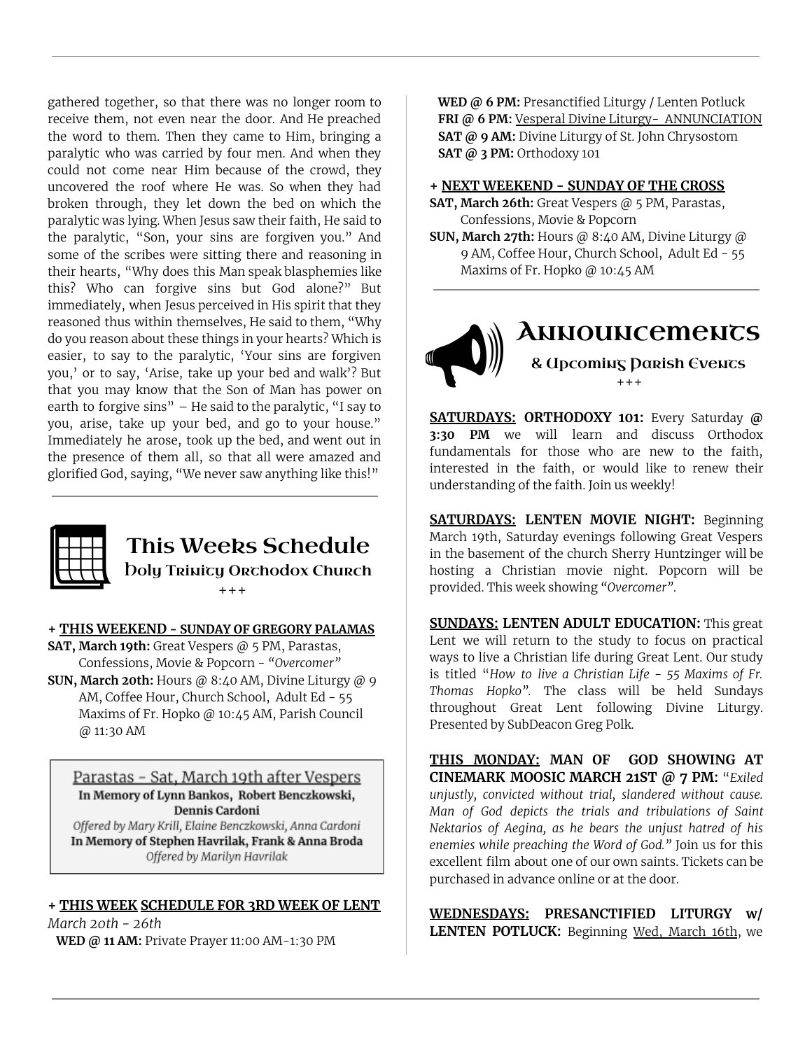gathered together, so that there was no longer room to receive them, not even near the door. And He preached the word to them. Then they came to Him, bringing a paralytic who was carried by four men. And when they could not come near Him because of the crowd, they uncovered the roof where He was. So when they had broken through, they let down the bed on which the paralytic was lying. When Jesus saw their faith, He said to the paralytic, "Son, your sins are forgiven you." And some of the scribes were sitting there and reasoning in their hearts, "Why does this Man speak blasphemies like this? Who can forgive sins but God alone?" But immediately, when Jesus perceived in His spirit that they reasoned thus within themselves, He said to them, "Why do you reason about these things in your hearts? Which is easier, to say to the paralytic, 'Your sins are forgiven you,' or to say, 'Arise, take up your bed and walk'? But that you may know that the Son of Man has power on earth to forgive sins" – He said to the paralytic, "I say to you, arise, take up your bed, and go to your house." Immediately he arose, took up the bed, and went out in the presence of them all, so that all were amazed and glorified God, saying, "We never saw anything like this!"

## This Weeks Schedule

### Holy Trinity Orthodox Church

+++

**+ THIS WEEKEND - SUNDAY OF GREGORY PALAMAS**

**SAT, March 19th:** Great Vespers @ 5 PM, Parastas, Confessions, Movie & Popcorn - *"Overcomer"*

**SUN, March 20th:** Hours @ 8:40 AM, Divine Liturgy @ 9 AM, Coffee Hour, Church School, Adult Ed - 55 Maxims of Fr. Hopko @ 10:45 AM, Parish Council @ 11:30 AM

Parastas - Sat, March 19th after Vespers

**In Memory of Lynn Bankos, Robert Benczkowski, Dennis Cardoni**

*Offered by Mary Krill, Elaine Benczkowski, Anna Cardoni*

**In Memory of Stephen Havrilak, Frank & Anna Broda**

*Offered by Marilyn Havrilak*

**+ THIS WEEK SCHEDULE FOR 3RD WEEK OF LENT**

*March 20th - 26th*

**WED @ 11 AM:** Private Prayer 11:00 AM-1:30 PM

**WED @ 6 PM:** Presanctified Liturgy / Lenten Potluck

**FRI @ 6 PM:** Vesperal Divine Liturgy- ANNUNCIATION

**SAT @ 9 AM:** Divine Liturgy of St. John Chrysostom

**SAT @ 3 PM:** Orthodoxy 101

**+ NEXT WEEKEND - SUNDAY OF THE CROSS**

**SAT, March 26th:** Great Vespers @ 5 PM, Parastas, Confessions, Movie & Popcorn

**SUN, March 27th:** Hours @ 8:40 AM, Divine Liturgy @ 9 AM, Coffee Hour, Church School, Adult Ed - 55 Maxims of Fr. Hopko @ 10:45 AM

## Announcements

### & Upcoming Parish Events

+++

**SATURDAYS: ORTHODOXY 101:** Every Saturday **@ 3:30 PM** we will learn and discuss Orthodox fundamentals for those who are new to the faith, interested in the faith, or would like to renew their understanding of the faith. Join us weekly!

**SATURDAYS: LENTEN MOVIE NIGHT:** Beginning March 19th, Saturday evenings following Great Vespers in the basement of the church Sherry Huntzinger will be hosting a Christian movie night. Popcorn will be provided. This week showing *"Overcomer"*.

**SUNDAYS: LENTEN ADULT EDUCATION:** This great Lent we will return to the study to focus on practical ways to live a Christian life during Great Lent. Our study is titled "*How to live a Christian Life - 55 Maxims of Fr. Thomas Hopko"*. The class will be held Sundays throughout Great Lent following Divine Liturgy. Presented by SubDeacon Greg Polk.

**THIS MONDAY: MAN OF GOD SHOWING AT CINEMARK MOOSIC MARCH 21ST @ 7 PM:** "*Exiled unjustly, convicted without trial, slandered without cause. Man of God depicts the trials and tribulations of Saint Nektarios of Aegina, as he bears the unjust hatred of his enemies while preaching the Word of God."* Join us for this excellent film about one of our own saints. Tickets can be purchased in advance online or at the door.

**WEDNESDAYS: PRESANCTIFIED LITURGY w/ LENTEN POTLUCK:** Beginning Wed, March 16th, we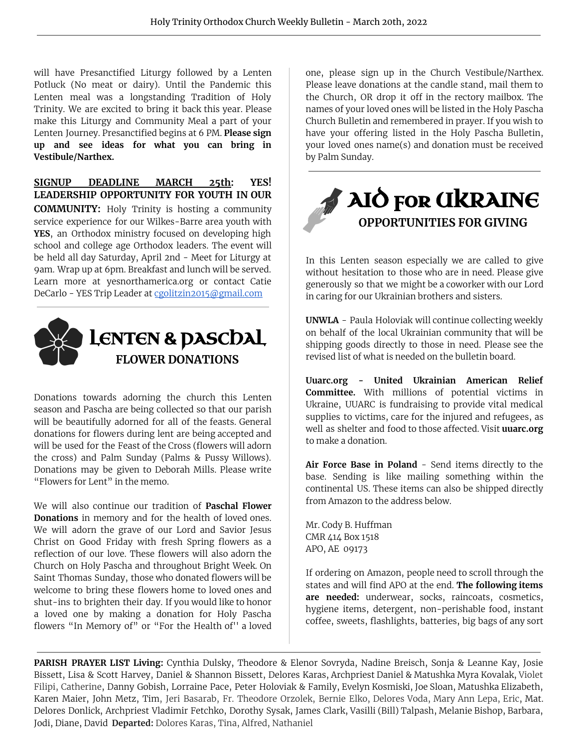will have Presanctified Liturgy followed by a Lenten Potluck (No meat or dairy). Until the Pandemic this Lenten meal was a longstanding Tradition of Holy Trinity. We are excited to bring it back this year. Please make this Liturgy and Community Meal a part of your Lenten Journey. Presanctified begins at 6 PM. **Please sign up and see ideas for what you can bring in Vestibule/Narthex.**

**SIGNUP DEADLINE MARCH 25th: YES! LEADERSHIP OPPORTUNITY FOR YOUTH IN OUR COMMUNITY:** Holy Trinity is hosting a community service experience for our Wilkes-Barre area youth with **YES**, an Orthodox ministry focused on developing high school and college age Orthodox leaders. The event will be held all day Saturday, April 2nd - Meet for Liturgy at 9am. Wrap up at 6pm. Breakfast and lunch will be served. Learn more at yesnorthamerica.org or contact Catie DeCarlo - YES Trip Leader at cgolitzin2015@gmail.com

## LENTEN & PASCHAL FLOWER DONATIONS

Donations towards adorning the church this Lenten season and Pascha are being collected so that our parish will be beautifully adorned for all of the feasts. General donations for flowers during lent are being accepted and will be used for the Feast of the Cross (flowers will adorn the cross) and Palm Sunday (Palms & Pussy Willows). Donations may be given to Deborah Mills. Please write “Flowers for Lent” in the memo.

We will also continue our tradition of **Paschal Flower Donations** in memory and for the health of loved ones. We will adorn the grave of our Lord and Savior Jesus Christ on Good Friday with fresh Spring flowers as a reflection of our love. These flowers will also adorn the Church on Holy Pascha and throughout Bright Week. On Saint Thomas Sunday, those who donated flowers will be welcome to bring these flowers home to loved ones and shut-ins to brighten their day. If you would like to honor a loved one by making a donation for Holy Pascha flowers “In Memory of” or “For the Health of'' a loved one, please sign up in the Church Vestibule/Narthex. Please leave donations at the candle stand, mail them to the Church, OR drop it off in the rectory mailbox. The names of your loved ones will be listed in the Holy Pascha Church Bulletin and remembered in prayer. If you wish to have your offering listed in the Holy Pascha Bulletin, your loved ones name(s) and donation must be received by Palm Sunday.

## AID FOR UKRAINE OPPORTUNITIES FOR GIVING

In this Lenten season especially we are called to give without hesitation to those who are in need. Please give generously so that we might be a coworker with our Lord in caring for our Ukrainian brothers and sisters.

**UNWLA** - Paula Holoviak will continue collecting weekly on behalf of the local Ukrainian community that will be shipping goods directly to those in need. Please see the revised list of what is needed on the bulletin board.

**Uuarc.org - United Ukrainian American Relief Committee.** With millions of potential victims in Ukraine, UUARC is fundraising to provide vital medical supplies to victims, care for the injured and refugees, as well as shelter and food to those affected. Visit **uuarc.org** to make a donation.

**Air Force Base in Poland** - Send items directly to the base. Sending is like mailing something within the continental US. These items can also be shipped directly from Amazon to the address below.

Mr. Cody B. Huffman  
CMR 414 Box 1518  
APO, AE 09173

If ordering on Amazon, people need to scroll through the states and will find APO at the end. **The following items are needed:** underwear, socks, raincoats, cosmetics, hygiene items, detergent, non-perishable food, instant coffee, sweets, flashlights, batteries, big bags of any sort

**PARISH PRAYER LIST Living:** Cynthia Dulsky, Theodore & Elenor Sovryda, Nadine Breisch, Sonja & Leanne Kay, Josie Bissett, Lisa & Scott Harvey, Daniel & Shannon Bissett, Delores Karas, Archpriest Daniel & Matushka Myra Kovalak, Violet Filipi, Catherine, Danny Gobish, Lorraine Pace, Peter Holoviak & Family, Evelyn Kosmiski, Joe Sloan, Matushka Elizabeth, Karen Maier, John Metz, Tim, Jeri Basarab, Fr. Theodore Orzolek, Bernie Elko, Delores Voda, Mary Ann Lepa, Eric, Mat. Delores Donlick, Archpriest Vladimir Fetchko, Dorothy Sysak, James Clark, Vasilli (Bill) Talpash, Melanie Bishop, Barbara, Jodi, Diane, David **Departed:** Dolores Karas, Tina, Alfred, Nathaniel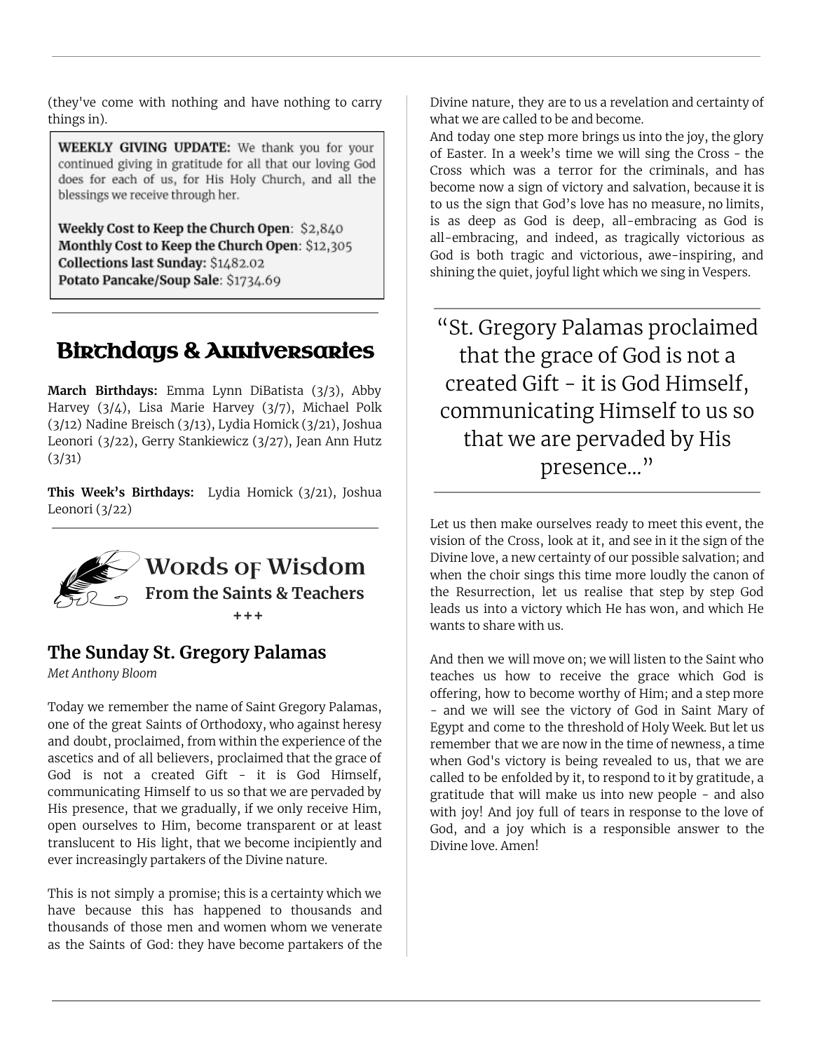(they've come with nothing and have nothing to carry things in).

**WEEKLY GIVING UPDATE:** We thank you for your continued giving in gratitude for all that our loving God does for each of us, for His Holy Church, and all the blessings we receive through her.

**Weekly Cost to Keep the Church Open**: $2,840
**Monthly Cost to Keep the Church Open**: $12,305
**Collections last Sunday:** $1482.02
**Potato Pancake/Soup Sale**: $1734.69

## Birthdays & Anniversaries

**March Birthdays:** Emma Lynn DiBatista (3/3), Abby Harvey (3/4), Lisa Marie Harvey (3/7), Michael Polk (3/12) Nadine Breisch (3/13), Lydia Homick (3/21), Joshua Leonori (3/22), Gerry Stankiewicz (3/27), Jean Ann Hutz (3/31)

**This Week's Birthdays:** Lydia Homick (3/21), Joshua Leonori (3/22)

## Words of Wisdom

**From the Saints & Teachers**

+++

### The Sunday St. Gregory Palamas

*Met Anthony Bloom*

Today we remember the name of Saint Gregory Palamas, one of the great Saints of Orthodoxy, who against heresy and doubt, proclaimed, from within the experience of the ascetics and of all believers, proclaimed that the grace of God is not a created Gift - it is God Himself, communicating Himself to us so that we are pervaded by His presence, that we gradually, if we only receive Him, open ourselves to Him, become transparent or at least translucent to His light, that we become incipiently and ever increasingly partakers of the Divine nature.

This is not simply a promise; this is a certainty which we have because this has happened to thousands and thousands of those men and women whom we venerate as the Saints of God: they have become partakers of the Divine nature, they are to us a revelation and certainty of what we are called to be and become.

And today one step more brings us into the joy, the glory of Easter. In a week's time we will sing the Cross - the Cross which was a terror for the criminals, and has become now a sign of victory and salvation, because it is to us the sign that God's love has no measure, no limits, is as deep as God is deep, all-embracing as God is all-embracing, and indeed, as tragically victorious as God is both tragic and victorious, awe-inspiring, and shining the quiet, joyful light which we sing in Vespers.

> "St. Gregory Palamas proclaimed that the grace of God is not a created Gift - it is God Himself, communicating Himself to us so that we are pervaded by His presence..."

Let us then make ourselves ready to meet this event, the vision of the Cross, look at it, and see in it the sign of the Divine love, a new certainty of our possible salvation; and when the choir sings this time more loudly the canon of the Resurrection, let us realise that step by step God leads us into a victory which He has won, and which He wants to share with us.

And then we will move on; we will listen to the Saint who teaches us how to receive the grace which God is offering, how to become worthy of Him; and a step more - and we will see the victory of God in Saint Mary of Egypt and come to the threshold of Holy Week. But let us remember that we are now in the time of newness, a time when God's victory is being revealed to us, that we are called to be enfolded by it, to respond to it by gratitude, a gratitude that will make us into new people - and also with joy! And joy full of tears in response to the love of God, and a joy which is a responsible answer to the Divine love. Amen!